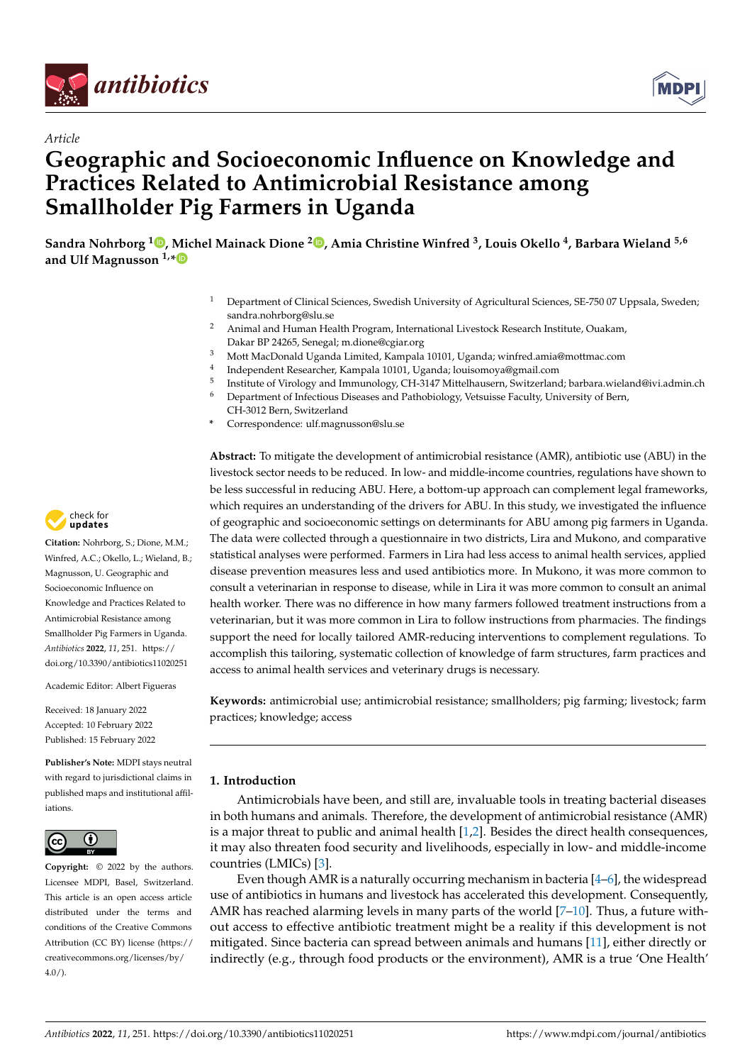*Article*

# Geographic and Socioeconomic Influence on Knowledge and Practices Related to Antimicrobial Resistance among Smallholder Pig Farmers in Uganda

**Sandra Nohrborg [1], Michel Mainack Dione [2], Amia Christine Winfred [3], Louis Okello [4], Barbara Wieland [5,6] and Ulf Magnusson [1,*]**

[1] Department of Clinical Sciences, Swedish University of Agricultural Sciences, SE-750 07 Uppsala, Sweden; sandra.nohrborg@slu.se
[2] Animal and Human Health Program, International Livestock Research Institute, Ouakam, Dakar BP 24265, Senegal; m.dione@cgiar.org
[3] Mott MacDonald Uganda Limited, Kampala 10101, Uganda; winfred.amia@mottmac.com
[4] Independent Researcher, Kampala 10101, Uganda; louisomoya@gmail.com
[5] Institute of Virology and Immunology, CH-3147 Mittelhausern, Switzerland; barbara.wieland@ivi.admin.ch
[6] Department of Infectious Diseases and Pathobiology, Vetsuisse Faculty, University of Bern, CH-3012 Bern, Switzerland
* Correspondence: ulf.magnusson@slu.se

**Citation:** Nohrborg, S.; Dione, M.M.; Winfred, A.C.; Okello, L.; Wieland, B.; Magnusson, U. Geographic and Socioeconomic Influence on Knowledge and Practices Related to Antimicrobial Resistance among Smallholder Pig Farmers in Uganda. *Antibiotics* **2022**, *11*, 251. https://doi.org/10.3390/antibiotics11020251

Academic Editor: Albert Figueras

Received: 18 January 2022
Accepted: 10 February 2022
Published: 15 February 2022

**Publisher's Note:** MDPI stays neutral with regard to jurisdictional claims in published maps and institutional affiliations.

**Copyright:** © 2022 by the authors. Licensee MDPI, Basel, Switzerland. This article is an open access article distributed under the terms and conditions of the Creative Commons Attribution (CC BY) license (https://creativecommons.org/licenses/by/4.0/).

**Abstract:** To mitigate the development of antimicrobial resistance (AMR), antibiotic use (ABU) in the livestock sector needs to be reduced. In low- and middle-income countries, regulations have shown to be less successful in reducing ABU. Here, a bottom-up approach can complement legal frameworks, which requires an understanding of the drivers for ABU. In this study, we investigated the influence of geographic and socioeconomic settings on determinants for ABU among pig farmers in Uganda. The data were collected through a questionnaire in two districts, Lira and Mukono, and comparative statistical analyses were performed. Farmers in Lira had less access to animal health services, applied disease prevention measures less and used antibiotics more. In Mukono, it was more common to consult a veterinarian in response to disease, while in Lira it was more common to consult an animal health worker. There was no difference in how many farmers followed treatment instructions from a veterinarian, but it was more common in Lira to follow instructions from pharmacies. The findings support the need for locally tailored AMR-reducing interventions to complement regulations. To accomplish this tailoring, systematic collection of knowledge of farm structures, farm practices and access to animal health services and veterinary drugs is necessary.

**Keywords:** antimicrobial use; antimicrobial resistance; smallholders; pig farming; livestock; farm practices; knowledge; access

## 1. Introduction

Antimicrobials have been, and still are, invaluable tools in treating bacterial diseases in both humans and animals. Therefore, the development of antimicrobial resistance (AMR) is a major threat to public and animal health [1,2]. Besides the direct health consequences, it may also threaten food security and livelihoods, especially in low- and middle-income countries (LMICs) [3].

Even though AMR is a naturally occurring mechanism in bacteria [4–6], the widespread use of antibiotics in humans and livestock has accelerated this development. Consequently, AMR has reached alarming levels in many parts of the world [7–10]. Thus, a future without access to effective antibiotic treatment might be a reality if this development is not mitigated. Since bacteria can spread between animals and humans [11], either directly or indirectly (e.g., through food products or the environment), AMR is a true 'One Health'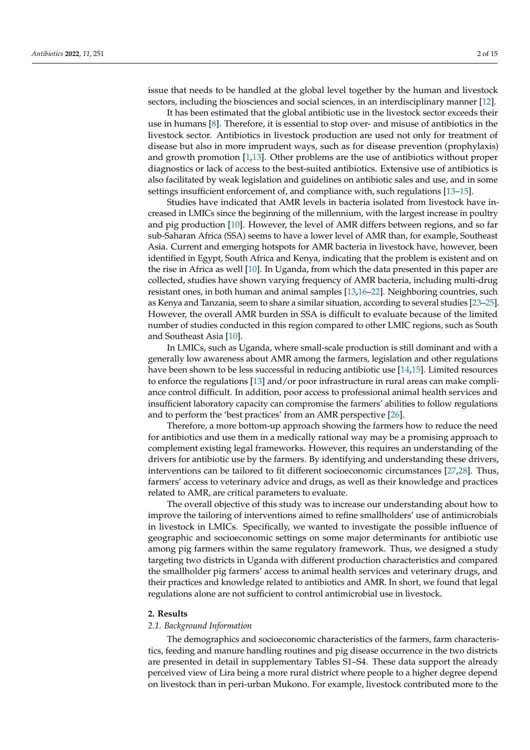issue that needs to be handled at the global level together by the human and livestock sectors, including the biosciences and social sciences, in an interdisciplinary manner [12].

It has been estimated that the global antibiotic use in the livestock sector exceeds their use in humans [8]. Therefore, it is essential to stop over- and misuse of antibiotics in the livestock sector. Antibiotics in livestock production are used not only for treatment of disease but also in more imprudent ways, such as for disease prevention (prophylaxis) and growth promotion [1,13]. Other problems are the use of antibiotics without proper diagnostics or lack of access to the best-suited antibiotics. Extensive use of antibiotics is also facilitated by weak legislation and guidelines on antibiotic sales and use, and in some settings insufficient enforcement of, and compliance with, such regulations [13–15].

Studies have indicated that AMR levels in bacteria isolated from livestock have increased in LMICs since the beginning of the millennium, with the largest increase in poultry and pig production [10]. However, the level of AMR differs between regions, and so far sub-Saharan Africa (SSA) seems to have a lower level of AMR than, for example, Southeast Asia. Current and emerging hotspots for AMR bacteria in livestock have, however, been identified in Egypt, South Africa and Kenya, indicating that the problem is existent and on the rise in Africa as well [10]. In Uganda, from which the data presented in this paper are collected, studies have shown varying frequency of AMR bacteria, including multi-drug resistant ones, in both human and animal samples [13,16–22]. Neighboring countries, such as Kenya and Tanzania, seem to share a similar situation, according to several studies [23–25]. However, the overall AMR burden in SSA is difficult to evaluate because of the limited number of studies conducted in this region compared to other LMIC regions, such as South and Southeast Asia [10].

In LMICs, such as Uganda, where small-scale production is still dominant and with a generally low awareness about AMR among the farmers, legislation and other regulations have been shown to be less successful in reducing antibiotic use [14,15]. Limited resources to enforce the regulations [13] and/or poor infrastructure in rural areas can make compliance control difficult. In addition, poor access to professional animal health services and insufficient laboratory capacity can compromise the farmers' abilities to follow regulations and to perform the 'best practices' from an AMR perspective [26].

Therefore, a more bottom-up approach showing the farmers how to reduce the need for antibiotics and use them in a medically rational way may be a promising approach to complement existing legal frameworks. However, this requires an understanding of the drivers for antibiotic use by the farmers. By identifying and understanding these drivers, interventions can be tailored to fit different socioeconomic circumstances [27,28]. Thus, farmers' access to veterinary advice and drugs, as well as their knowledge and practices related to AMR, are critical parameters to evaluate.

The overall objective of this study was to increase our understanding about how to improve the tailoring of interventions aimed to refine smallholders' use of antimicrobials in livestock in LMICs. Specifically, we wanted to investigate the possible influence of geographic and socioeconomic settings on some major determinants for antibiotic use among pig farmers within the same regulatory framework. Thus, we designed a study targeting two districts in Uganda with different production characteristics and compared the smallholder pig farmers' access to animal health services and veterinary drugs, and their practices and knowledge related to antibiotics and AMR. In short, we found that legal regulations alone are not sufficient to control antimicrobial use in livestock.

## 2. Results

### 2.1. Background Information

The demographics and socioeconomic characteristics of the farmers, farm characteristics, feeding and manure handling routines and pig disease occurrence in the two districts are presented in detail in supplementary Tables S1–S4. These data support the already perceived view of Lira being a more rural district where people to a higher degree depend on livestock than in peri-urban Mukono. For example, livestock contributed more to the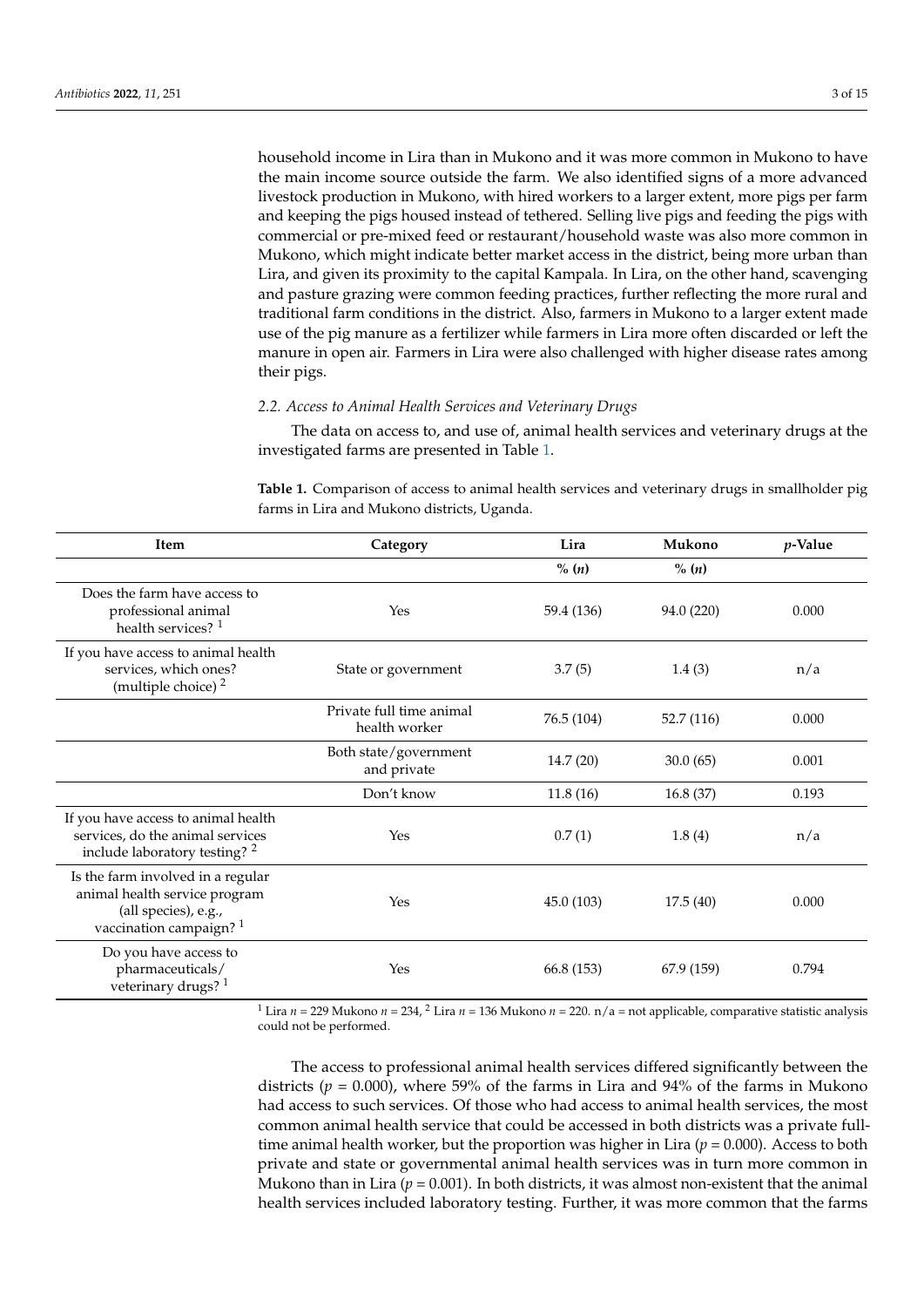household income in Lira than in Mukono and it was more common in Mukono to have the main income source outside the farm. We also identified signs of a more advanced livestock production in Mukono, with hired workers to a larger extent, more pigs per farm and keeping the pigs housed instead of tethered. Selling live pigs and feeding the pigs with commercial or pre-mixed feed or restaurant/household waste was also more common in Mukono, which might indicate better market access in the district, being more urban than Lira, and given its proximity to the capital Kampala. In Lira, on the other hand, scavenging and pasture grazing were common feeding practices, further reflecting the more rural and traditional farm conditions in the district. Also, farmers in Mukono to a larger extent made use of the pig manure as a fertilizer while farmers in Lira more often discarded or left the manure in open air. Farmers in Lira were also challenged with higher disease rates among their pigs.

### 2.2. Access to Animal Health Services and Veterinary Drugs

The data on access to, and use of, animal health services and veterinary drugs at the investigated farms are presented in Table 1.

**Table 1.** Comparison of access to animal health services and veterinary drugs in smallholder pig farms in Lira and Mukono districts, Uganda.

| Item | Category | Lira | Mukono | *p*-Value |
|---|---|---|---|---|
| | | % (*n*) | % (*n*) | |
| Does the farm have access to professional animal health services? [1] | Yes | 59.4 (136) | 94.0 (220) | 0.000 |
| If you have access to animal health services, which ones? (multiple choice) [2] | State or government | 3.7 (5) | 1.4 (3) | n/a |
| | Private full time animal health worker | 76.5 (104) | 52.7 (116) | 0.000 |
| | Both state/government and private | 14.7 (20) | 30.0 (65) | 0.001 |
| | Don't know | 11.8 (16) | 16.8 (37) | 0.193 |
| If you have access to animal health services, do the animal services include laboratory testing? [2] | Yes | 0.7 (1) | 1.8 (4) | n/a |
| Is the farm involved in a regular animal health service program (all species), e.g., vaccination campaign? [1] | Yes | 45.0 (103) | 17.5 (40) | 0.000 |
| Do you have access to pharmaceuticals/veterinary drugs? [1] | Yes | 66.8 (153) | 67.9 (159) | 0.794 |

[1] Lira $n$ = 229 Mukono $n$ = 234, [2] Lira $n$ = 136 Mukono $n$ = 220. n/a = not applicable, comparative statistic analysis could not be performed.

The access to professional animal health services differed significantly between the districts ($p$ = 0.000), where 59% of the farms in Lira and 94% of the farms in Mukono had access to such services. Of those who had access to animal health services, the most common animal health service that could be accessed in both districts was a private full-time animal health worker, but the proportion was higher in Lira ($p$ = 0.000). Access to both private and state or governmental animal health services was in turn more common in Mukono than in Lira ($p$ = 0.001). In both districts, it was almost non-existent that the animal health services included laboratory testing. Further, it was more common that the farms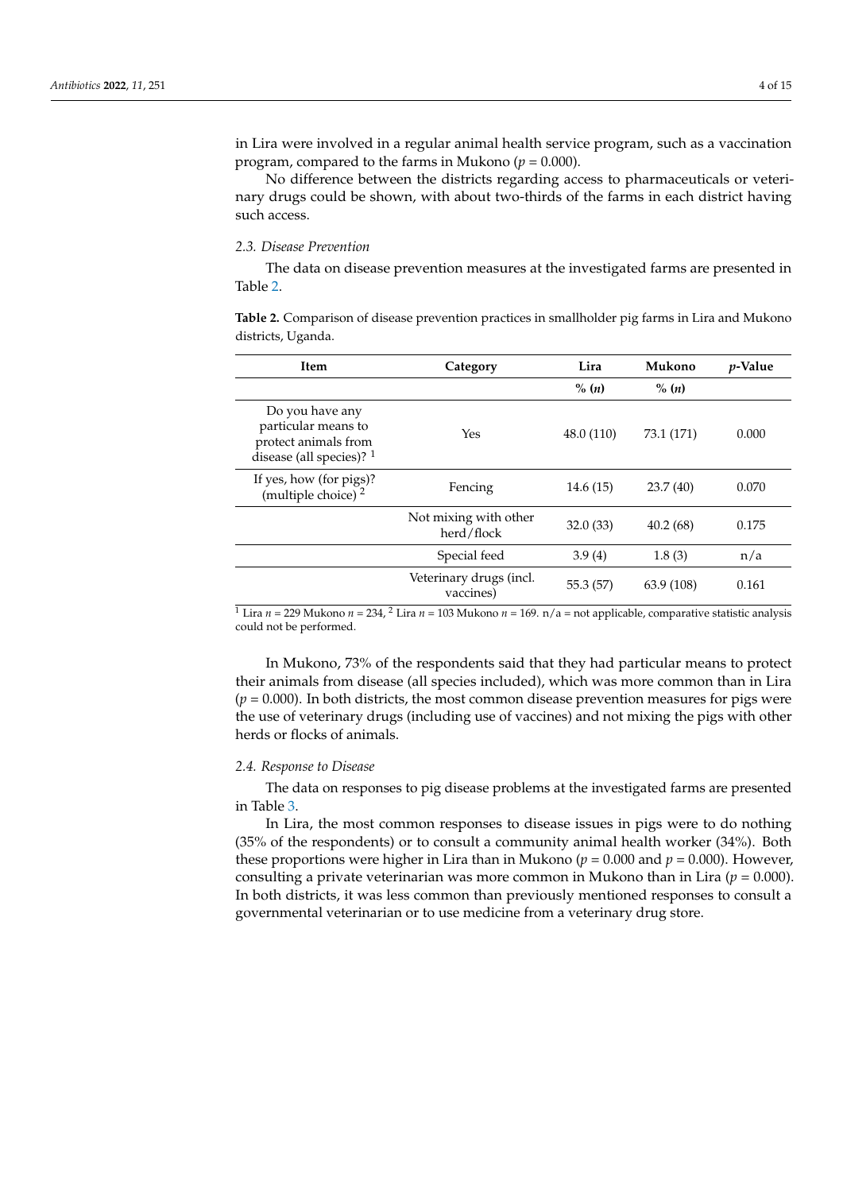in Lira were involved in a regular animal health service program, such as a vaccination program, compared to the farms in Mukono ($p = 0.000$).

No difference between the districts regarding access to pharmaceuticals or veterinary drugs could be shown, with about two-thirds of the farms in each district having such access.

### 2.3. Disease Prevention

The data on disease prevention measures at the investigated farms are presented in Table 2.

**Table 2.** Comparison of disease prevention practices in smallholder pig farms in Lira and Mukono districts, Uganda.

| Item | Category | Lira | Mukono | *p*-Value |
|---|---|---|---|---|
| | | % (*n*) | % (*n*) | |
| Do you have any particular means to protect animals from disease (all species)? [1] | Yes | 48.0 (110) | 73.1 (171) | 0.000 |
| If yes, how (for pigs)? (multiple choice) [2] | Fencing | 14.6 (15) | 23.7 (40) | 0.070 |
| | Not mixing with other herd/flock | 32.0 (33) | 40.2 (68) | 0.175 |
| | Special feed | 3.9 (4) | 1.8 (3) | n/a |
| | Veterinary drugs (incl. vaccines) | 55.3 (57) | 63.9 (108) | 0.161 |

[1] Lira $n = 229$ Mukono $n = 234$, [2] Lira $n = 103$ Mukono $n = 169$. n/a = not applicable, comparative statistic analysis could not be performed.

In Mukono, 73% of the respondents said that they had particular means to protect their animals from disease (all species included), which was more common than in Lira ($p = 0.000$). In both districts, the most common disease prevention measures for pigs were the use of veterinary drugs (including use of vaccines) and not mixing the pigs with other herds or flocks of animals.

### 2.4. Response to Disease

The data on responses to pig disease problems at the investigated farms are presented in Table 3.

In Lira, the most common responses to disease issues in pigs were to do nothing (35% of the respondents) or to consult a community animal health worker (34%). Both these proportions were higher in Lira than in Mukono ($p = 0.000$ and $p = 0.000$). However, consulting a private veterinarian was more common in Mukono than in Lira ($p = 0.000$). In both districts, it was less common than previously mentioned responses to consult a governmental veterinarian or to use medicine from a veterinary drug store.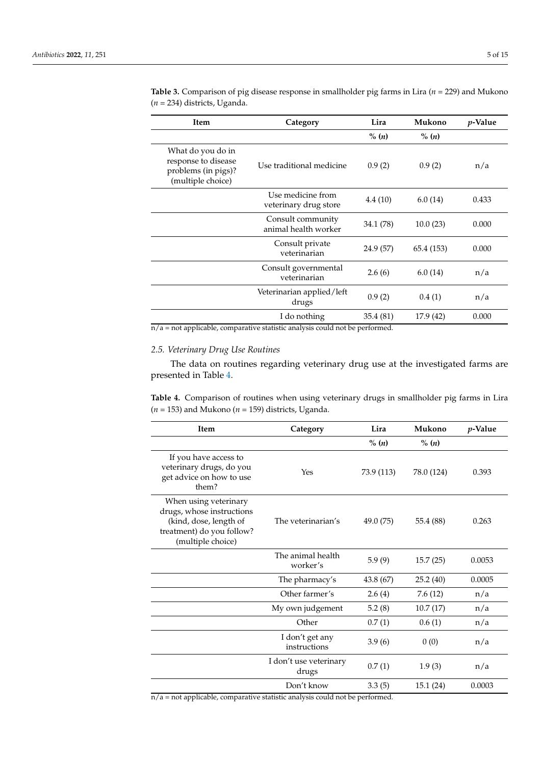**Table 3.** Comparison of pig disease response in smallholder pig farms in Lira ($n$ = 229) and Mukono ($n$ = 234) districts, Uganda.

| Item | Category | Lira | Mukono | $p$-Value |
|---|---|---|---|---|
| | | % ($n$) | % ($n$) | |
| What do you do in response to disease problems (in pigs)? (multiple choice) | Use traditional medicine | 0.9 (2) | 0.9 (2) | n/a |
| | Use medicine from veterinary drug store | 4.4 (10) | 6.0 (14) | 0.433 |
| | Consult community animal health worker | 34.1 (78) | 10.0 (23) | 0.000 |
| | Consult private veterinarian | 24.9 (57) | 65.4 (153) | 0.000 |
| | Consult governmental veterinarian | 2.6 (6) | 6.0 (14) | n/a |
| | Veterinarian applied/left drugs | 0.9 (2) | 0.4 (1) | n/a |
| | I do nothing | 35.4 (81) | 17.9 (42) | 0.000 |

n/a = not applicable, comparative statistic analysis could not be performed.

### 2.5. Veterinary Drug Use Routines

The data on routines regarding veterinary drug use at the investigated farms are presented in Table 4.

**Table 4.** Comparison of routines when using veterinary drugs in smallholder pig farms in Lira ($n$ = 153) and Mukono ($n$ = 159) districts, Uganda.

| Item | Category | Lira | Mukono | $p$-Value |
|---|---|---|---|---|
| | | % ($n$) | % ($n$) | |
| If you have access to veterinary drugs, do you get advice on how to use them? | Yes | 73.9 (113) | 78.0 (124) | 0.393 |
| When using veterinary drugs, whose instructions (kind, dose, length of treatment) do you follow? (multiple choice) | The veterinarian's | 49.0 (75) | 55.4 (88) | 0.263 |
| | The animal health worker's | 5.9 (9) | 15.7 (25) | 0.0053 |
| | The pharmacy's | 43.8 (67) | 25.2 (40) | 0.0005 |
| | Other farmer's | 2.6 (4) | 7.6 (12) | n/a |
| | My own judgement | 5.2 (8) | 10.7 (17) | n/a |
| | Other | 0.7 (1) | 0.6 (1) | n/a |
| | I don't get any instructions | 3.9 (6) | 0 (0) | n/a |
| | I don't use veterinary drugs | 0.7 (1) | 1.9 (3) | n/a |
| | Don't know | 3.3 (5) | 15.1 (24) | 0.0003 |

n/a = not applicable, comparative statistic analysis could not be performed.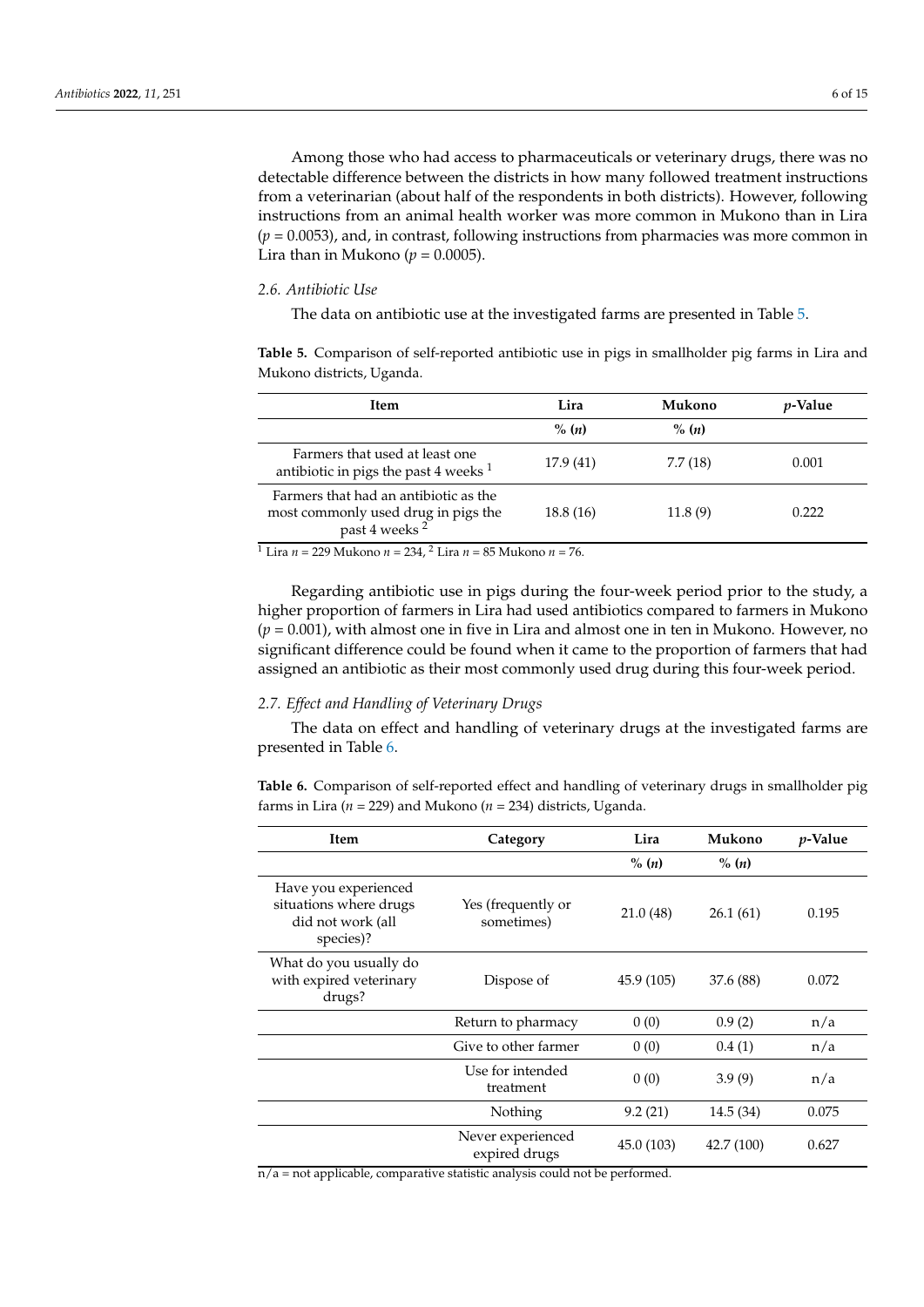Among those who had access to pharmaceuticals or veterinary drugs, there was no detectable difference between the districts in how many followed treatment instructions from a veterinarian (about half of the respondents in both districts). However, following instructions from an animal health worker was more common in Mukono than in Lira ($p = 0.0053$), and, in contrast, following instructions from pharmacies was more common in Lira than in Mukono ($p = 0.0005$).

### 2.6. Antibiotic Use

The data on antibiotic use at the investigated farms are presented in Table 5.

**Table 5.** Comparison of self-reported antibiotic use in pigs in smallholder pig farms in Lira and Mukono districts, Uganda.

| Item | Lira | Mukono | *p*-Value |
|---|---|---|---|
| | % (*n*) | % (*n*) | |
| Farmers that used at least one antibiotic in pigs the past 4 weeks [1] | 17.9 (41) | 7.7 (18) | 0.001 |
| Farmers that had an antibiotic as the most commonly used drug in pigs the past 4 weeks [2] | 18.8 (16) | 11.8 (9) | 0.222 |

[1] Lira $n = 229$ Mukono $n = 234$, [2] Lira $n = 85$ Mukono $n = 76$.

Regarding antibiotic use in pigs during the four-week period prior to the study, a higher proportion of farmers in Lira had used antibiotics compared to farmers in Mukono ($p = 0.001$), with almost one in five in Lira and almost one in ten in Mukono. However, no significant difference could be found when it came to the proportion of farmers that had assigned an antibiotic as their most commonly used drug during this four-week period.

### 2.7. Effect and Handling of Veterinary Drugs

The data on effect and handling of veterinary drugs at the investigated farms are presented in Table 6.

**Table 6.** Comparison of self-reported effect and handling of veterinary drugs in smallholder pig farms in Lira ($n = 229$) and Mukono ($n = 234$) districts, Uganda.

| Item | Category | Lira | Mukono | *p*-Value |
|---|---|---|---|---|
| | | % (*n*) | % (*n*) | |
| Have you experienced situations where drugs did not work (all species)? | Yes (frequently or sometimes) | 21.0 (48) | 26.1 (61) | 0.195 |
| What do you usually do with expired veterinary drugs? | Dispose of | 45.9 (105) | 37.6 (88) | 0.072 |
| | Return to pharmacy | 0 (0) | 0.9 (2) | n/a |
| | Give to other farmer | 0 (0) | 0.4 (1) | n/a |
| | Use for intended treatment | 0 (0) | 3.9 (9) | n/a |
| | Nothing | 9.2 (21) | 14.5 (34) | 0.075 |
| | Never experienced expired drugs | 45.0 (103) | 42.7 (100) | 0.627 |

n/a = not applicable, comparative statistic analysis could not be performed.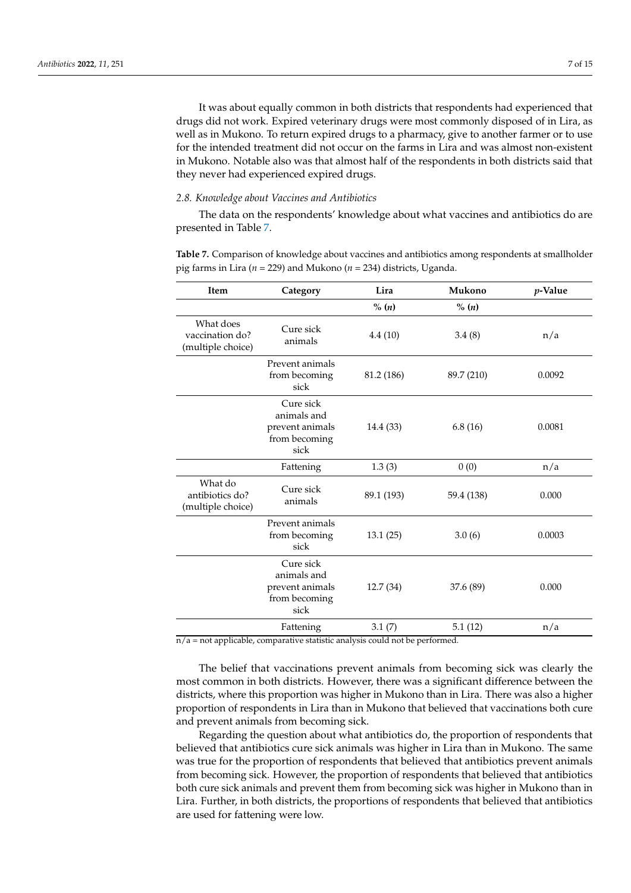It was about equally common in both districts that respondents had experienced that drugs did not work. Expired veterinary drugs were most commonly disposed of in Lira, as well as in Mukono. To return expired drugs to a pharmacy, give to another farmer or to use for the intended treatment did not occur on the farms in Lira and was almost non-existent in Mukono. Notable also was that almost half of the respondents in both districts said that they never had experienced expired drugs.

### *2.8. Knowledge about Vaccines and Antibiotics*

The data on the respondents' knowledge about what vaccines and antibiotics do are presented in Table 7.

**Table 7.** Comparison of knowledge about vaccines and antibiotics among respondents at smallholder pig farms in Lira ($n$ = 229) and Mukono ($n$ = 234) districts, Uganda.

| Item | Category | Lira | Mukono | $p$-Value |
|---|---|---|---|---|
| | | % ($n$) | % ($n$) | |
| What does vaccination do? (multiple choice) | Cure sick animals | 4.4 (10) | 3.4 (8) | n/a |
| | Prevent animals from becoming sick | 81.2 (186) | 89.7 (210) | 0.0092 |
| | Cure sick animals and prevent animals from becoming sick | 14.4 (33) | 6.8 (16) | 0.0081 |
| | Fattening | 1.3 (3) | 0 (0) | n/a |
| What do antibiotics do? (multiple choice) | Cure sick animals | 89.1 (193) | 59.4 (138) | 0.000 |
| | Prevent animals from becoming sick | 13.1 (25) | 3.0 (6) | 0.0003 |
| | Cure sick animals and prevent animals from becoming sick | 12.7 (34) | 37.6 (89) | 0.000 |
| | Fattening | 3.1 (7) | 5.1 (12) | n/a |

n/a = not applicable, comparative statistic analysis could not be performed.

The belief that vaccinations prevent animals from becoming sick was clearly the most common in both districts. However, there was a significant difference between the districts, where this proportion was higher in Mukono than in Lira. There was also a higher proportion of respondents in Lira than in Mukono that believed that vaccinations both cure and prevent animals from becoming sick.

Regarding the question about what antibiotics do, the proportion of respondents that believed that antibiotics cure sick animals was higher in Lira than in Mukono. The same was true for the proportion of respondents that believed that antibiotics prevent animals from becoming sick. However, the proportion of respondents that believed that antibiotics both cure sick animals and prevent them from becoming sick was higher in Mukono than in Lira. Further, in both districts, the proportions of respondents that believed that antibiotics are used for fattening were low.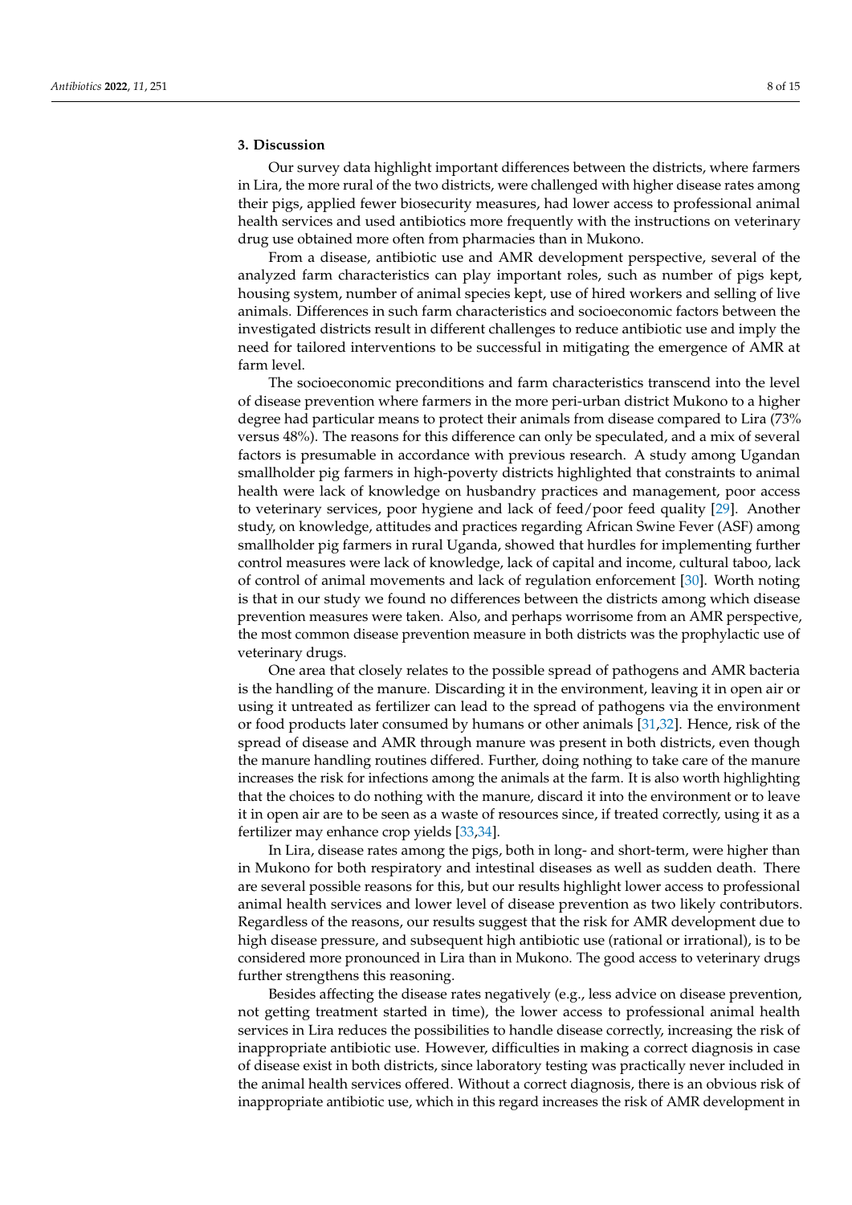## 3. Discussion

Our survey data highlight important differences between the districts, where farmers in Lira, the more rural of the two districts, were challenged with higher disease rates among their pigs, applied fewer biosecurity measures, had lower access to professional animal health services and used antibiotics more frequently with the instructions on veterinary drug use obtained more often from pharmacies than in Mukono.

From a disease, antibiotic use and AMR development perspective, several of the analyzed farm characteristics can play important roles, such as number of pigs kept, housing system, number of animal species kept, use of hired workers and selling of live animals. Differences in such farm characteristics and socioeconomic factors between the investigated districts result in different challenges to reduce antibiotic use and imply the need for tailored interventions to be successful in mitigating the emergence of AMR at farm level.

The socioeconomic preconditions and farm characteristics transcend into the level of disease prevention where farmers in the more peri-urban district Mukono to a higher degree had particular means to protect their animals from disease compared to Lira (73% versus 48%). The reasons for this difference can only be speculated, and a mix of several factors is presumable in accordance with previous research. A study among Ugandan smallholder pig farmers in high-poverty districts highlighted that constraints to animal health were lack of knowledge on husbandry practices and management, poor access to veterinary services, poor hygiene and lack of feed/poor feed quality [29]. Another study, on knowledge, attitudes and practices regarding African Swine Fever (ASF) among smallholder pig farmers in rural Uganda, showed that hurdles for implementing further control measures were lack of knowledge, lack of capital and income, cultural taboo, lack of control of animal movements and lack of regulation enforcement [30]. Worth noting is that in our study we found no differences between the districts among which disease prevention measures were taken. Also, and perhaps worrisome from an AMR perspective, the most common disease prevention measure in both districts was the prophylactic use of veterinary drugs.

One area that closely relates to the possible spread of pathogens and AMR bacteria is the handling of the manure. Discarding it in the environment, leaving it in open air or using it untreated as fertilizer can lead to the spread of pathogens via the environment or food products later consumed by humans or other animals [31,32]. Hence, risk of the spread of disease and AMR through manure was present in both districts, even though the manure handling routines differed. Further, doing nothing to take care of the manure increases the risk for infections among the animals at the farm. It is also worth highlighting that the choices to do nothing with the manure, discard it into the environment or to leave it in open air are to be seen as a waste of resources since, if treated correctly, using it as a fertilizer may enhance crop yields [33,34].

In Lira, disease rates among the pigs, both in long- and short-term, were higher than in Mukono for both respiratory and intestinal diseases as well as sudden death. There are several possible reasons for this, but our results highlight lower access to professional animal health services and lower level of disease prevention as two likely contributors. Regardless of the reasons, our results suggest that the risk for AMR development due to high disease pressure, and subsequent high antibiotic use (rational or irrational), is to be considered more pronounced in Lira than in Mukono. The good access to veterinary drugs further strengthens this reasoning.

Besides affecting the disease rates negatively (e.g., less advice on disease prevention, not getting treatment started in time), the lower access to professional animal health services in Lira reduces the possibilities to handle disease correctly, increasing the risk of inappropriate antibiotic use. However, difficulties in making a correct diagnosis in case of disease exist in both districts, since laboratory testing was practically never included in the animal health services offered. Without a correct diagnosis, there is an obvious risk of inappropriate antibiotic use, which in this regard increases the risk of AMR development in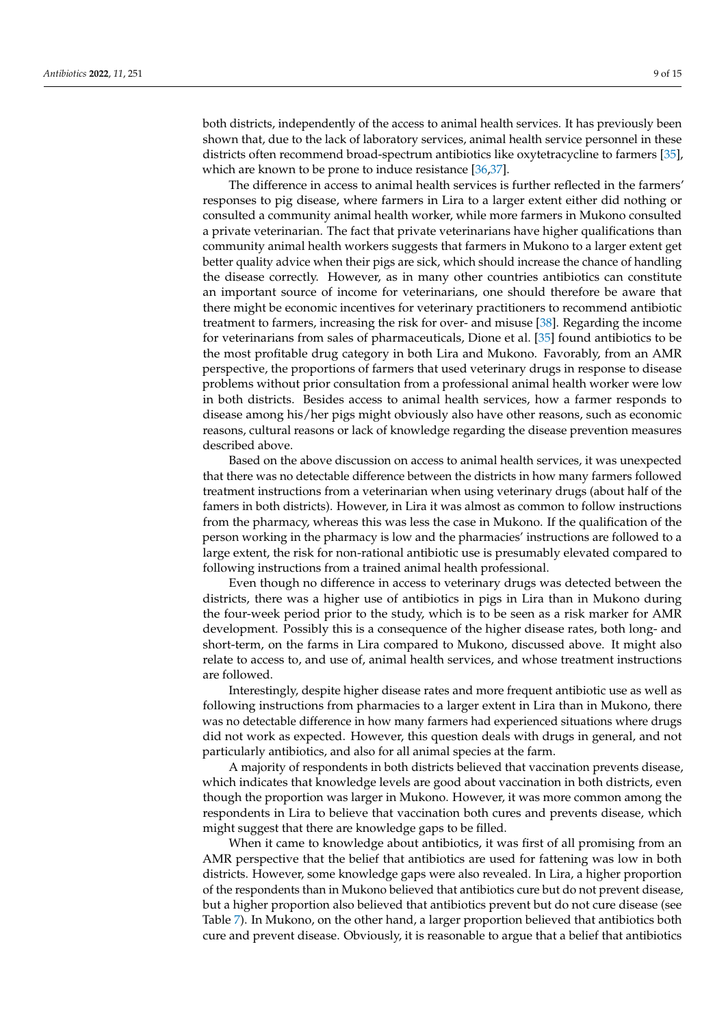both districts, independently of the access to animal health services. It has previously been shown that, due to the lack of laboratory services, animal health service personnel in these districts often recommend broad-spectrum antibiotics like oxytetracycline to farmers [35], which are known to be prone to induce resistance [36,37].

The difference in access to animal health services is further reflected in the farmers' responses to pig disease, where farmers in Lira to a larger extent either did nothing or consulted a community animal health worker, while more farmers in Mukono consulted a private veterinarian. The fact that private veterinarians have higher qualifications than community animal health workers suggests that farmers in Mukono to a larger extent get better quality advice when their pigs are sick, which should increase the chance of handling the disease correctly. However, as in many other countries antibiotics can constitute an important source of income for veterinarians, one should therefore be aware that there might be economic incentives for veterinary practitioners to recommend antibiotic treatment to farmers, increasing the risk for over- and misuse [38]. Regarding the income for veterinarians from sales of pharmaceuticals, Dione et al. [35] found antibiotics to be the most profitable drug category in both Lira and Mukono. Favorably, from an AMR perspective, the proportions of farmers that used veterinary drugs in response to disease problems without prior consultation from a professional animal health worker were low in both districts. Besides access to animal health services, how a farmer responds to disease among his/her pigs might obviously also have other reasons, such as economic reasons, cultural reasons or lack of knowledge regarding the disease prevention measures described above.

Based on the above discussion on access to animal health services, it was unexpected that there was no detectable difference between the districts in how many farmers followed treatment instructions from a veterinarian when using veterinary drugs (about half of the famers in both districts). However, in Lira it was almost as common to follow instructions from the pharmacy, whereas this was less the case in Mukono. If the qualification of the person working in the pharmacy is low and the pharmacies' instructions are followed to a large extent, the risk for non-rational antibiotic use is presumably elevated compared to following instructions from a trained animal health professional.

Even though no difference in access to veterinary drugs was detected between the districts, there was a higher use of antibiotics in pigs in Lira than in Mukono during the four-week period prior to the study, which is to be seen as a risk marker for AMR development. Possibly this is a consequence of the higher disease rates, both long- and short-term, on the farms in Lira compared to Mukono, discussed above. It might also relate to access to, and use of, animal health services, and whose treatment instructions are followed.

Interestingly, despite higher disease rates and more frequent antibiotic use as well as following instructions from pharmacies to a larger extent in Lira than in Mukono, there was no detectable difference in how many farmers had experienced situations where drugs did not work as expected. However, this question deals with drugs in general, and not particularly antibiotics, and also for all animal species at the farm.

A majority of respondents in both districts believed that vaccination prevents disease, which indicates that knowledge levels are good about vaccination in both districts, even though the proportion was larger in Mukono. However, it was more common among the respondents in Lira to believe that vaccination both cures and prevents disease, which might suggest that there are knowledge gaps to be filled.

When it came to knowledge about antibiotics, it was first of all promising from an AMR perspective that the belief that antibiotics are used for fattening was low in both districts. However, some knowledge gaps were also revealed. In Lira, a higher proportion of the respondents than in Mukono believed that antibiotics cure but do not prevent disease, but a higher proportion also believed that antibiotics prevent but do not cure disease (see Table 7). In Mukono, on the other hand, a larger proportion believed that antibiotics both cure and prevent disease. Obviously, it is reasonable to argue that a belief that antibiotics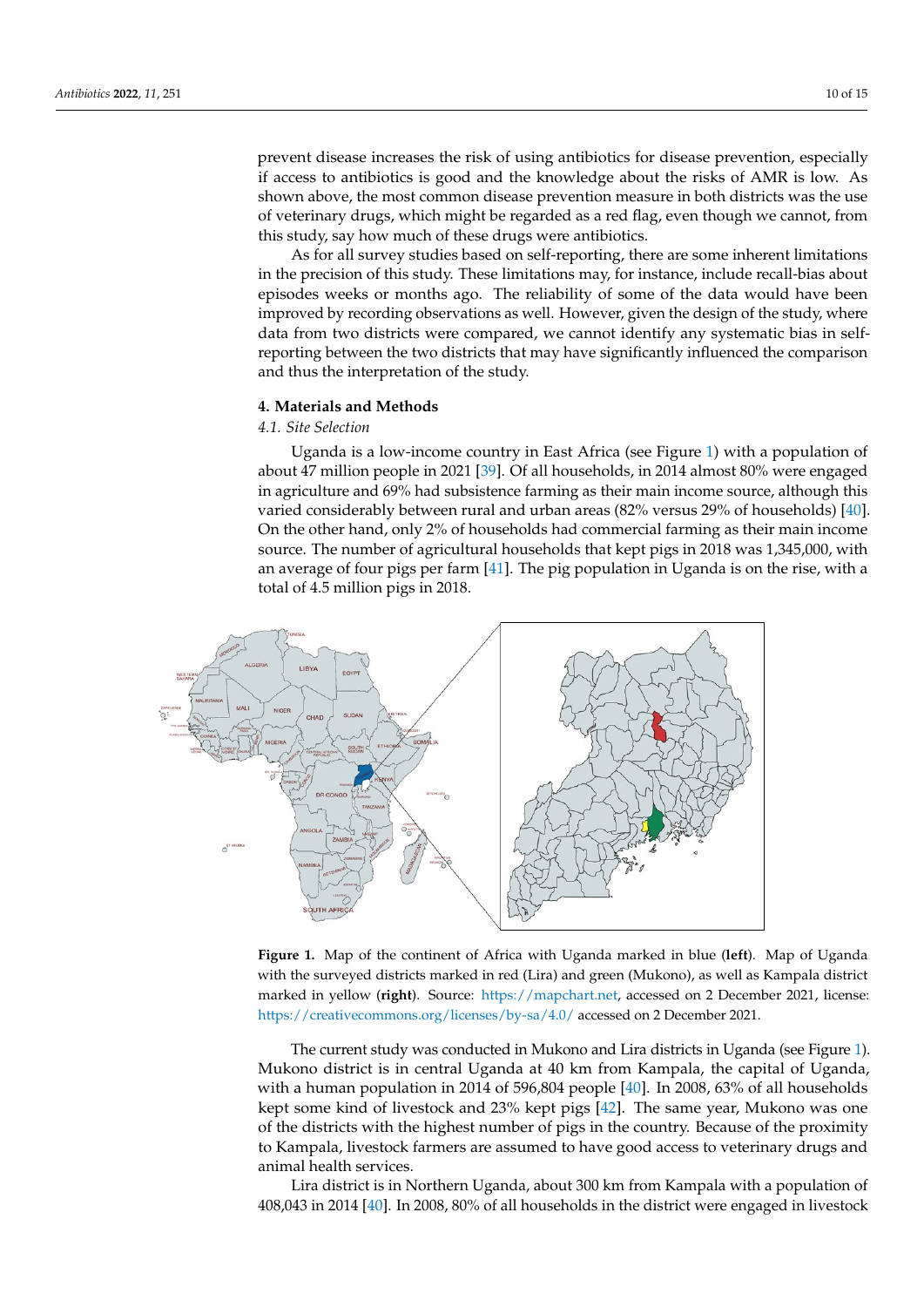prevent disease increases the risk of using antibiotics for disease prevention, especially if access to antibiotics is good and the knowledge about the risks of AMR is low. As shown above, the most common disease prevention measure in both districts was the use of veterinary drugs, which might be regarded as a red flag, even though we cannot, from this study, say how much of these drugs were antibiotics.

As for all survey studies based on self-reporting, there are some inherent limitations in the precision of this study. These limitations may, for instance, include recall-bias about episodes weeks or months ago. The reliability of some of the data would have been improved by recording observations as well. However, given the design of the study, where data from two districts were compared, we cannot identify any systematic bias in self-reporting between the two districts that may have significantly influenced the comparison and thus the interpretation of the study.

## 4. Materials and Methods

### 4.1. Site Selection

Uganda is a low-income country in East Africa (see Figure 1) with a population of about 47 million people in 2021 [39]. Of all households, in 2014 almost 80% were engaged in agriculture and 69% had subsistence farming as their main income source, although this varied considerably between rural and urban areas (82% versus 29% of households) [40]. On the other hand, only 2% of households had commercial farming as their main income source. The number of agricultural households that kept pigs in 2018 was 1,345,000, with an average of four pigs per farm [41]. The pig population in Uganda is on the rise, with a total of 4.5 million pigs in 2018.

**Figure 1.** Map of the continent of Africa with Uganda marked in blue (**left**). Map of Uganda with the surveyed districts marked in red (Lira) and green (Mukono), as well as Kampala district marked in yellow (**right**). Source: https://mapchart.net, accessed on 2 December 2021, license: https://creativecommons.org/licenses/by-sa/4.0/ accessed on 2 December 2021.

The current study was conducted in Mukono and Lira districts in Uganda (see Figure 1). Mukono district is in central Uganda at 40 km from Kampala, the capital of Uganda, with a human population in 2014 of 596,804 people [40]. In 2008, 63% of all households kept some kind of livestock and 23% kept pigs [42]. The same year, Mukono was one of the districts with the highest number of pigs in the country. Because of the proximity to Kampala, livestock farmers are assumed to have good access to veterinary drugs and animal health services.

Lira district is in Northern Uganda, about 300 km from Kampala with a population of 408,043 in 2014 [40]. In 2008, 80% of all households in the district were engaged in livestock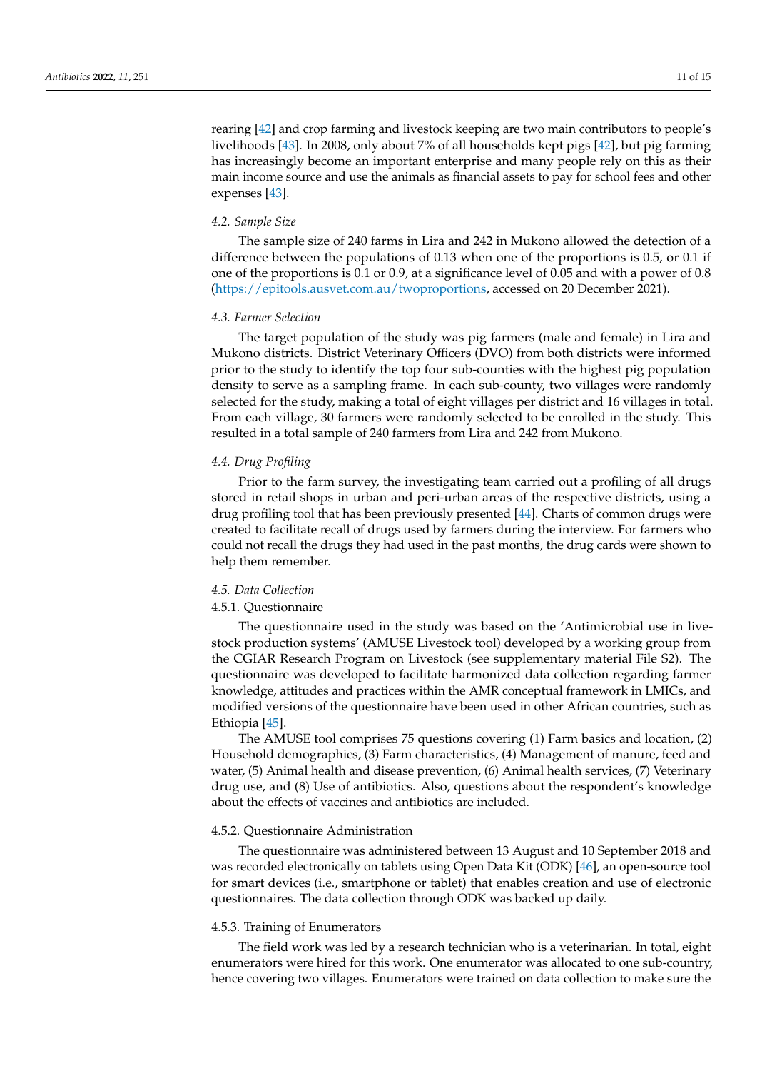rearing [42] and crop farming and livestock keeping are two main contributors to people's livelihoods [43]. In 2008, only about 7% of all households kept pigs [42], but pig farming has increasingly become an important enterprise and many people rely on this as their main income source and use the animals as financial assets to pay for school fees and other expenses [43].

### *4.2. Sample Size*

The sample size of 240 farms in Lira and 242 in Mukono allowed the detection of a difference between the populations of 0.13 when one of the proportions is 0.5, or 0.1 if one of the proportions is 0.1 or 0.9, at a significance level of 0.05 and with a power of 0.8 (https://epitools.ausvet.com.au/twoproportions, accessed on 20 December 2021).

### *4.3. Farmer Selection*

The target population of the study was pig farmers (male and female) in Lira and Mukono districts. District Veterinary Officers (DVO) from both districts were informed prior to the study to identify the top four sub-counties with the highest pig population density to serve as a sampling frame. In each sub-county, two villages were randomly selected for the study, making a total of eight villages per district and 16 villages in total. From each village, 30 farmers were randomly selected to be enrolled in the study. This resulted in a total sample of 240 farmers from Lira and 242 from Mukono.

### *4.4. Drug Profiling*

Prior to the farm survey, the investigating team carried out a profiling of all drugs stored in retail shops in urban and peri-urban areas of the respective districts, using a drug profiling tool that has been previously presented [44]. Charts of common drugs were created to facilitate recall of drugs used by farmers during the interview. For farmers who could not recall the drugs they had used in the past months, the drug cards were shown to help them remember.

### *4.5. Data Collection*

#### 4.5.1. Questionnaire

The questionnaire used in the study was based on the 'Antimicrobial use in livestock production systems' (AMUSE Livestock tool) developed by a working group from the CGIAR Research Program on Livestock (see supplementary material File S2). The questionnaire was developed to facilitate harmonized data collection regarding farmer knowledge, attitudes and practices within the AMR conceptual framework in LMICs, and modified versions of the questionnaire have been used in other African countries, such as Ethiopia [45].

The AMUSE tool comprises 75 questions covering (1) Farm basics and location, (2) Household demographics, (3) Farm characteristics, (4) Management of manure, feed and water, (5) Animal health and disease prevention, (6) Animal health services, (7) Veterinary drug use, and (8) Use of antibiotics. Also, questions about the respondent's knowledge about the effects of vaccines and antibiotics are included.

#### 4.5.2. Questionnaire Administration

The questionnaire was administered between 13 August and 10 September 2018 and was recorded electronically on tablets using Open Data Kit (ODK) [46], an open-source tool for smart devices (i.e., smartphone or tablet) that enables creation and use of electronic questionnaires. The data collection through ODK was backed up daily.

#### 4.5.3. Training of Enumerators

The field work was led by a research technician who is a veterinarian. In total, eight enumerators were hired for this work. One enumerator was allocated to one sub-country, hence covering two villages. Enumerators were trained on data collection to make sure the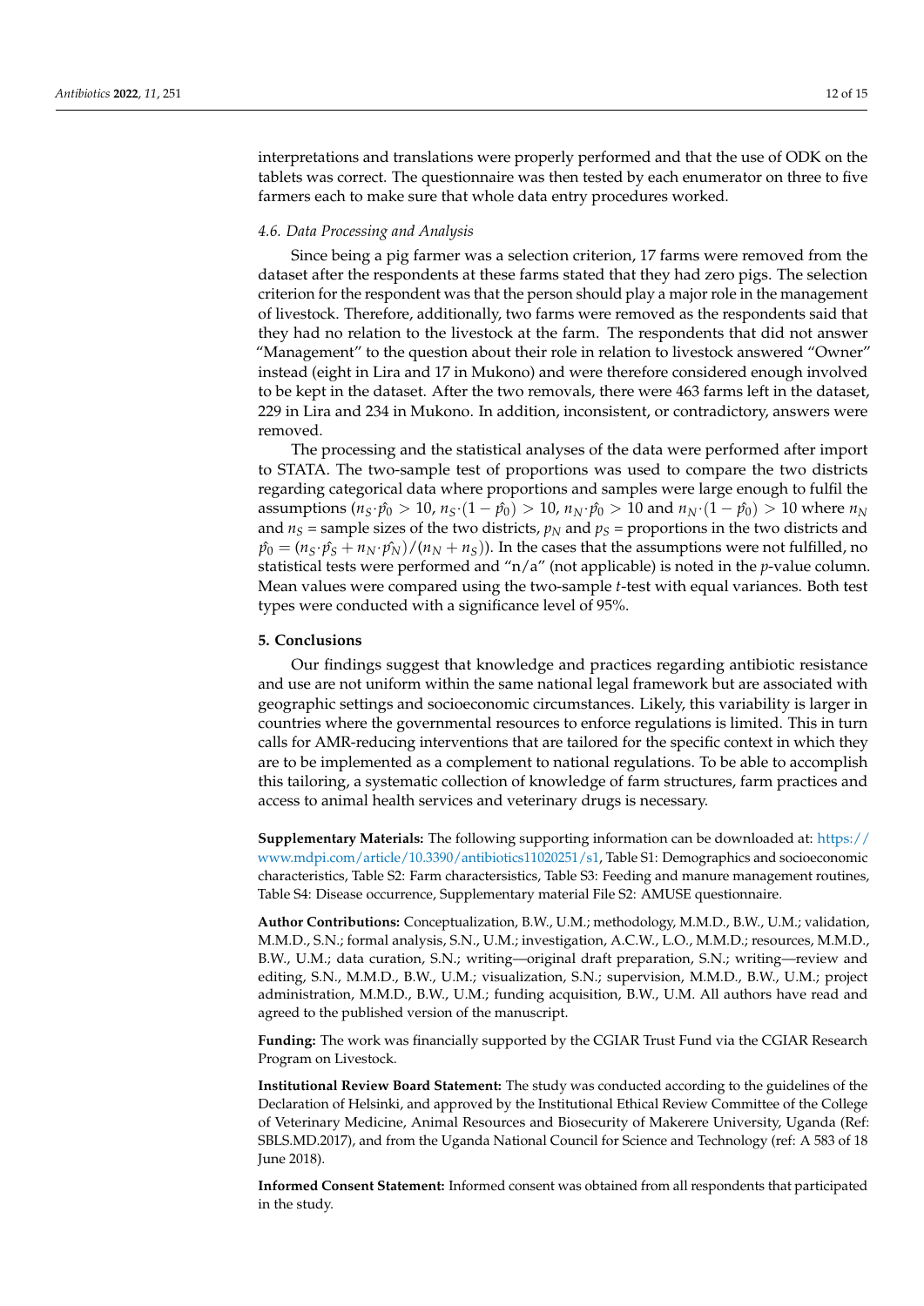interpretations and translations were properly performed and that the use of ODK on the tablets was correct. The questionnaire was then tested by each enumerator on three to five farmers each to make sure that whole data entry procedures worked.

### *4.6. Data Processing and Analysis*

Since being a pig farmer was a selection criterion, 17 farms were removed from the dataset after the respondents at these farms stated that they had zero pigs. The selection criterion for the respondent was that the person should play a major role in the management of livestock. Therefore, additionally, two farms were removed as the respondents said that they had no relation to the livestock at the farm. The respondents that did not answer "Management" to the question about their role in relation to livestock answered "Owner" instead (eight in Lira and 17 in Mukono) and were therefore considered enough involved to be kept in the dataset. After the two removals, there were 463 farms left in the dataset, 229 in Lira and 234 in Mukono. In addition, inconsistent, or contradictory, answers were removed.

The processing and the statistical analyses of the data were performed after import to STATA. The two-sample test of proportions was used to compare the two districts regarding categorical data where proportions and samples were large enough to fulfil the assumptions ($n_S \cdot \hat{p_0} > 10$, $n_S \cdot (1 - \hat{p_0}) > 10$, $n_N \cdot \hat{p_0} > 10$ and $n_N \cdot (1 - \hat{p_0}) > 10$ where $n_N$ and $n_S$ = sample sizes of the two districts, $p_N$ and $p_S$ = proportions in the two districts and $\hat{p_0} = (n_S \cdot \hat{p_S} + n_N \cdot \hat{p_N})/(n_N + n_S)$). In the cases that the assumptions were not fulfilled, no statistical tests were performed and "n/a" (not applicable) is noted in the *p*-value column. Mean values were compared using the two-sample *t*-test with equal variances. Both test types were conducted with a significance level of 95%.

## 5. Conclusions

Our findings suggest that knowledge and practices regarding antibiotic resistance and use are not uniform within the same national legal framework but are associated with geographic settings and socioeconomic circumstances. Likely, this variability is larger in countries where the governmental resources to enforce regulations is limited. This in turn calls for AMR-reducing interventions that are tailored for the specific context in which they are to be implemented as a complement to national regulations. To be able to accomplish this tailoring, a systematic collection of knowledge of farm structures, farm practices and access to animal health services and veterinary drugs is necessary.

**Supplementary Materials:** The following supporting information can be downloaded at: https://www.mdpi.com/article/10.3390/antibiotics11020251/s1, Table S1: Demographics and socioeconomic characteristics, Table S2: Farm charactersistics, Table S3: Feeding and manure management routines, Table S4: Disease occurrence, Supplementary material File S2: AMUSE questionnaire.

**Author Contributions:** Conceptualization, B.W., U.M.; methodology, M.M.D., B.W., U.M.; validation, M.M.D., S.N.; formal analysis, S.N., U.M.; investigation, A.C.W., L.O., M.M.D.; resources, M.M.D., B.W., U.M.; data curation, S.N.; writing—original draft preparation, S.N.; writing—review and editing, S.N., M.M.D., B.W., U.M.; visualization, S.N.; supervision, M.M.D., B.W., U.M.; project administration, M.M.D., B.W., U.M.; funding acquisition, B.W., U.M. All authors have read and agreed to the published version of the manuscript.

**Funding:** The work was financially supported by the CGIAR Trust Fund via the CGIAR Research Program on Livestock.

**Institutional Review Board Statement:** The study was conducted according to the guidelines of the Declaration of Helsinki, and approved by the Institutional Ethical Review Committee of the College of Veterinary Medicine, Animal Resources and Biosecurity of Makerere University, Uganda (Ref: SBLS.MD.2017), and from the Uganda National Council for Science and Technology (ref: A 583 of 18 June 2018).

**Informed Consent Statement:** Informed consent was obtained from all respondents that participated in the study.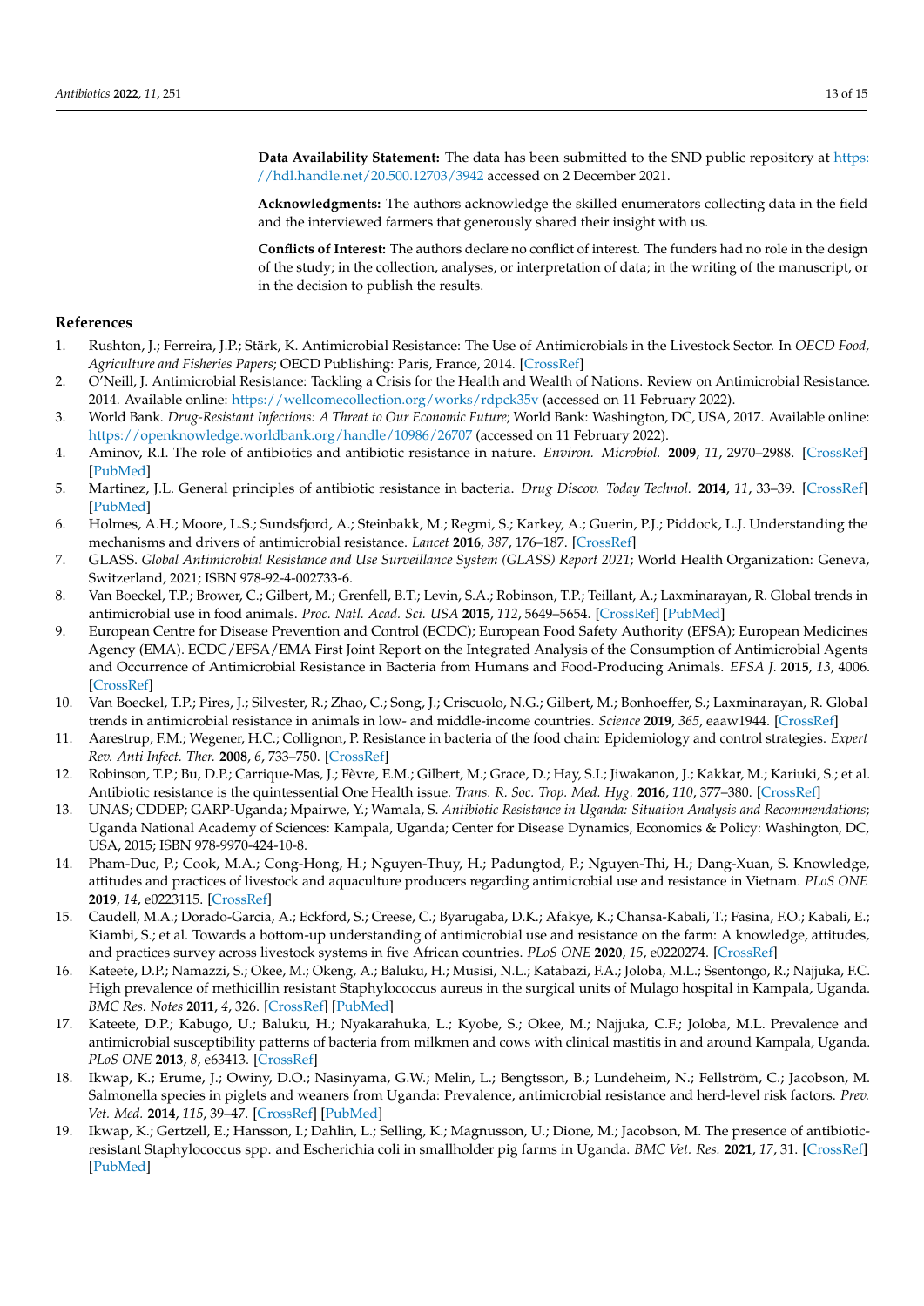**Data Availability Statement:** The data has been submitted to the SND public repository at https://hdl.handle.net/20.500.12703/3942 accessed on 2 December 2021.

**Acknowledgments:** The authors acknowledge the skilled enumerators collecting data in the field and the interviewed farmers that generously shared their insight with us.

**Conflicts of Interest:** The authors declare no conflict of interest. The funders had no role in the design of the study; in the collection, analyses, or interpretation of data; in the writing of the manuscript, or in the decision to publish the results.

## References

1. Rushton, J.; Ferreira, J.P.; Stärk, K. Antimicrobial Resistance: The Use of Antimicrobials in the Livestock Sector. In *OECD Food, Agriculture and Fisheries Papers*; OECD Publishing: Paris, France, 2014. [CrossRef]
2. O'Neill, J. Antimicrobial Resistance: Tackling a Crisis for the Health and Wealth of Nations. Review on Antimicrobial Resistance. 2014. Available online: https://wellcomecollection.org/works/rdpck35v (accessed on 11 February 2022).
3. World Bank. *Drug-Resistant Infections: A Threat to Our Economic Future*; World Bank: Washington, DC, USA, 2017. Available online: https://openknowledge.worldbank.org/handle/10986/26707 (accessed on 11 February 2022).
4. Aminov, R.I. The role of antibiotics and antibiotic resistance in nature. *Environ. Microbiol.* **2009**, *11*, 2970–2988. [CrossRef] [PubMed]
5. Martinez, J.L. General principles of antibiotic resistance in bacteria. *Drug Discov. Today Technol.* **2014**, *11*, 33–39. [CrossRef] [PubMed]
6. Holmes, A.H.; Moore, L.S.; Sundsfjord, A.; Steinbakk, M.; Regmi, S.; Karkey, A.; Guerin, P.J.; Piddock, L.J. Understanding the mechanisms and drivers of antimicrobial resistance. *Lancet* **2016**, *387*, 176–187. [CrossRef]
7. GLASS. *Global Antimicrobial Resistance and Use Surveillance System (GLASS) Report 2021*; World Health Organization: Geneva, Switzerland, 2021; ISBN 978-92-4-002733-6.
8. Van Boeckel, T.P.; Brower, C.; Gilbert, M.; Grenfell, B.T.; Levin, S.A.; Robinson, T.P.; Teillant, A.; Laxminarayan, R. Global trends in antimicrobial use in food animals. *Proc. Natl. Acad. Sci. USA* **2015**, *112*, 5649–5654. [CrossRef] [PubMed]
9. European Centre for Disease Prevention and Control (ECDC); European Food Safety Authority (EFSA); European Medicines Agency (EMA). ECDC/EFSA/EMA First Joint Report on the Integrated Analysis of the Consumption of Antimicrobial Agents and Occurrence of Antimicrobial Resistance in Bacteria from Humans and Food-Producing Animals. *EFSA J.* **2015**, *13*, 4006. [CrossRef]
10. Van Boeckel, T.P.; Pires, J.; Silvester, R.; Zhao, C.; Song, J.; Criscuolo, N.G.; Gilbert, M.; Bonhoeffer, S.; Laxminarayan, R. Global trends in antimicrobial resistance in animals in low- and middle-income countries. *Science* **2019**, *365*, eaaw1944. [CrossRef]
11. Aarestrup, F.M.; Wegener, H.C.; Collignon, P. Resistance in bacteria of the food chain: Epidemiology and control strategies. *Expert Rev. Anti Infect. Ther.* **2008**, *6*, 733–750. [CrossRef]
12. Robinson, T.P.; Bu, D.P.; Carrique-Mas, J.; Fèvre, E.M.; Gilbert, M.; Grace, D.; Hay, S.I.; Jiwakanon, J.; Kakkar, M.; Kariuki, S.; et al. Antibiotic resistance is the quintessential One Health issue. *Trans. R. Soc. Trop. Med. Hyg.* **2016**, *110*, 377–380. [CrossRef]
13. UNAS; CDDEP; GARP-Uganda; Mpairwe, Y.; Wamala, S. *Antibiotic Resistance in Uganda: Situation Analysis and Recommendations*; Uganda National Academy of Sciences: Kampala, Uganda; Center for Disease Dynamics, Economics & Policy: Washington, DC, USA, 2015; ISBN 978-9970-424-10-8.
14. Pham-Duc, P.; Cook, M.A.; Cong-Hong, H.; Nguyen-Thuy, H.; Padungtod, P.; Nguyen-Thi, H.; Dang-Xuan, S. Knowledge, attitudes and practices of livestock and aquaculture producers regarding antimicrobial use and resistance in Vietnam. *PLoS ONE* **2019**, *14*, e0223115. [CrossRef]
15. Caudell, M.A.; Dorado-Garcia, A.; Eckford, S.; Creese, C.; Byarugaba, D.K.; Afakye, K.; Chansa-Kabali, T.; Fasina, F.O.; Kabali, E.; Kiambi, S.; et al. Towards a bottom-up understanding of antimicrobial use and resistance on the farm: A knowledge, attitudes, and practices survey across livestock systems in five African countries. *PLoS ONE* **2020**, *15*, e0220274. [CrossRef]
16. Kateete, D.P.; Namazzi, S.; Okee, M.; Okeng, A.; Baluku, H.; Musisi, N.L.; Katabazi, F.A.; Joloba, M.L.; Ssentongo, R.; Najjuka, F.C. High prevalence of methicillin resistant Staphylococcus aureus in the surgical units of Mulago hospital in Kampala, Uganda. *BMC Res. Notes* **2011**, *4*, 326. [CrossRef] [PubMed]
17. Kateete, D.P.; Kabugo, U.; Baluku, H.; Nyakarahuka, L.; Kyobe, S.; Okee, M.; Najjuka, C.F.; Joloba, M.L. Prevalence and antimicrobial susceptibility patterns of bacteria from milkmen and cows with clinical mastitis in and around Kampala, Uganda. *PLoS ONE* **2013**, *8*, e63413. [CrossRef]
18. Ikwap, K.; Erume, J.; Owiny, D.O.; Nasinyama, G.W.; Melin, L.; Bengtsson, B.; Lundeheim, N.; Fellström, C.; Jacobson, M. Salmonella species in piglets and weaners from Uganda: Prevalence, antimicrobial resistance and herd-level risk factors. *Prev. Vet. Med.* **2014**, *115*, 39–47. [CrossRef] [PubMed]
19. Ikwap, K.; Gertzell, E.; Hansson, I.; Dahlin, L.; Selling, K.; Magnusson, U.; Dione, M.; Jacobson, M. The presence of antibiotic-resistant Staphylococcus spp. and Escherichia coli in smallholder pig farms in Uganda. *BMC Vet. Res.* **2021**, *17*, 31. [CrossRef] [PubMed]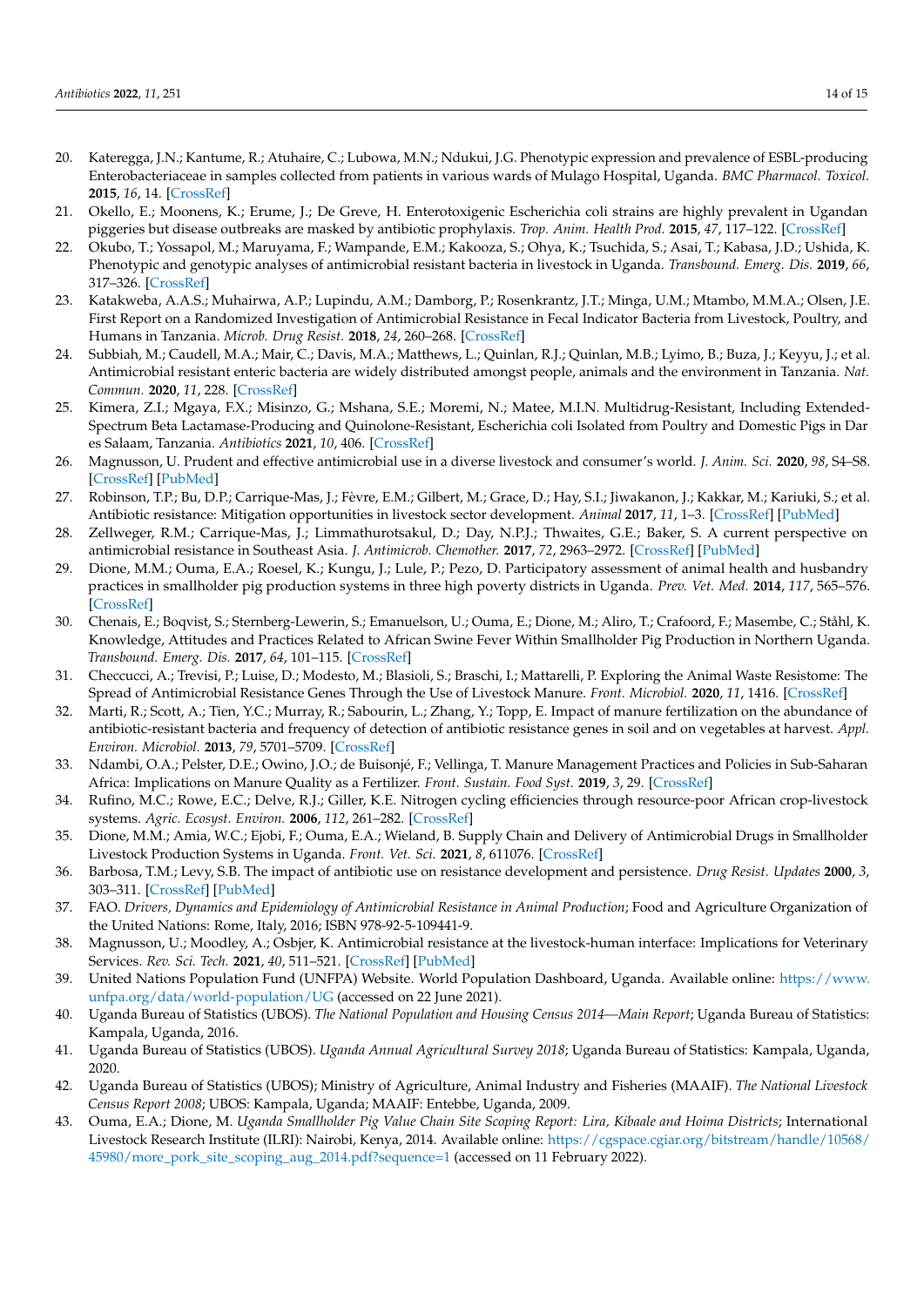20. Kateregga, J.N.; Kantume, R.; Atuhaire, C.; Lubowa, M.N.; Ndukui, J.G. Phenotypic expression and prevalence of ESBL-producing Enterobacteriaceae in samples collected from patients in various wards of Mulago Hospital, Uganda. *BMC Pharmacol. Toxicol.* **2015**, *16*, 14. [CrossRef]
21. Okello, E.; Moonens, K.; Erume, J.; De Greve, H. Enterotoxigenic Escherichia coli strains are highly prevalent in Ugandan piggeries but disease outbreaks are masked by antibiotic prophylaxis. *Trop. Anim. Health Prod.* **2015**, *47*, 117–122. [CrossRef]
22. Okubo, T.; Yossapol, M.; Maruyama, F.; Wampande, E.M.; Kakooza, S.; Ohya, K.; Tsuchida, S.; Asai, T.; Kabasa, J.D.; Ushida, K. Phenotypic and genotypic analyses of antimicrobial resistant bacteria in livestock in Uganda. *Transbound. Emerg. Dis.* **2019**, *66*, 317–326. [CrossRef]
23. Katakweba, A.A.S.; Muhairwa, A.P.; Lupindu, A.M.; Damborg, P.; Rosenkrantz, J.T.; Minga, U.M.; Mtambo, M.M.A.; Olsen, J.E. First Report on a Randomized Investigation of Antimicrobial Resistance in Fecal Indicator Bacteria from Livestock, Poultry, and Humans in Tanzania. *Microb. Drug Resist.* **2018**, *24*, 260–268. [CrossRef]
24. Subbiah, M.; Caudell, M.A.; Mair, C.; Davis, M.A.; Matthews, L.; Quinlan, R.J.; Quinlan, M.B.; Lyimo, B.; Buza, J.; Keyyu, J.; et al. Antimicrobial resistant enteric bacteria are widely distributed amongst people, animals and the environment in Tanzania. *Nat. Commun.* **2020**, *11*, 228. [CrossRef]
25. Kimera, Z.I.; Mgaya, F.X.; Misinzo, G.; Mshana, S.E.; Moremi, N.; Matee, M.I.N. Multidrug-Resistant, Including Extended-Spectrum Beta Lactamase-Producing and Quinolone-Resistant, Escherichia coli Isolated from Poultry and Domestic Pigs in Dar es Salaam, Tanzania. *Antibiotics* **2021**, *10*, 406. [CrossRef]
26. Magnusson, U. Prudent and effective antimicrobial use in a diverse livestock and consumer's world. *J. Anim. Sci.* **2020**, *98*, S4–S8. [CrossRef] [PubMed]
27. Robinson, T.P.; Bu, D.P.; Carrique-Mas, J.; Fèvre, E.M.; Gilbert, M.; Grace, D.; Hay, S.I.; Jiwakanon, J.; Kakkar, M.; Kariuki, S.; et al. Antibiotic resistance: Mitigation opportunities in livestock sector development. *Animal* **2017**, *11*, 1–3. [CrossRef] [PubMed]
28. Zellweger, R.M.; Carrique-Mas, J.; Limmathurotsakul, D.; Day, N.P.J.; Thwaites, G.E.; Baker, S. A current perspective on antimicrobial resistance in Southeast Asia. *J. Antimicrob. Chemother.* **2017**, *72*, 2963–2972. [CrossRef] [PubMed]
29. Dione, M.M.; Ouma, E.A.; Roesel, K.; Kungu, J.; Lule, P.; Pezo, D. Participatory assessment of animal health and husbandry practices in smallholder pig production systems in three high poverty districts in Uganda. *Prev. Vet. Med.* **2014**, *117*, 565–576. [CrossRef]
30. Chenais, E.; Boqvist, S.; Sternberg-Lewerin, S.; Emanuelson, U.; Ouma, E.; Dione, M.; Aliro, T.; Crafoord, F.; Masembe, C.; Ståhl, K. Knowledge, Attitudes and Practices Related to African Swine Fever Within Smallholder Pig Production in Northern Uganda. *Transbound. Emerg. Dis.* **2017**, *64*, 101–115. [CrossRef]
31. Checcucci, A.; Trevisi, P.; Luise, D.; Modesto, M.; Blasioli, S.; Braschi, I.; Mattarelli, P. Exploring the Animal Waste Resistome: The Spread of Antimicrobial Resistance Genes Through the Use of Livestock Manure. *Front. Microbiol.* **2020**, *11*, 1416. [CrossRef]
32. Marti, R.; Scott, A.; Tien, Y.C.; Murray, R.; Sabourin, L.; Zhang, Y.; Topp, E. Impact of manure fertilization on the abundance of antibiotic-resistant bacteria and frequency of detection of antibiotic resistance genes in soil and on vegetables at harvest. *Appl. Environ. Microbiol.* **2013**, *79*, 5701–5709. [CrossRef]
33. Ndambi, O.A.; Pelster, D.E.; Owino, J.O.; de Buisonjé, F.; Vellinga, T. Manure Management Practices and Policies in Sub-Saharan Africa: Implications on Manure Quality as a Fertilizer. *Front. Sustain. Food Syst.* **2019**, *3*, 29. [CrossRef]
34. Rufino, M.C.; Rowe, E.C.; Delve, R.J.; Giller, K.E. Nitrogen cycling efficiencies through resource-poor African crop-livestock systems. *Agric. Ecosyst. Environ.* **2006**, *112*, 261–282. [CrossRef]
35. Dione, M.M.; Amia, W.C.; Ejobi, F.; Ouma, E.A.; Wieland, B. Supply Chain and Delivery of Antimicrobial Drugs in Smallholder Livestock Production Systems in Uganda. *Front. Vet. Sci.* **2021**, *8*, 611076. [CrossRef]
36. Barbosa, T.M.; Levy, S.B. The impact of antibiotic use on resistance development and persistence. *Drug Resist. Updates* **2000**, *3*, 303–311. [CrossRef] [PubMed]
37. FAO. *Drivers, Dynamics and Epidemiology of Antimicrobial Resistance in Animal Production*; Food and Agriculture Organization of the United Nations: Rome, Italy, 2016; ISBN 978-92-5-109441-9.
38. Magnusson, U.; Moodley, A.; Osbjer, K. Antimicrobial resistance at the livestock-human interface: Implications for Veterinary Services. *Rev. Sci. Tech.* **2021**, *40*, 511–521. [CrossRef] [PubMed]
39. United Nations Population Fund (UNFPA) Website. World Population Dashboard, Uganda. Available online: https://www.unfpa.org/data/world-population/UG (accessed on 22 June 2021).
40. Uganda Bureau of Statistics (UBOS). *The National Population and Housing Census 2014—Main Report*; Uganda Bureau of Statistics: Kampala, Uganda, 2016.
41. Uganda Bureau of Statistics (UBOS). *Uganda Annual Agricultural Survey 2018*; Uganda Bureau of Statistics: Kampala, Uganda, 2020.
42. Uganda Bureau of Statistics (UBOS); Ministry of Agriculture, Animal Industry and Fisheries (MAAIF). *The National Livestock Census Report 2008*; UBOS: Kampala, Uganda; MAAIF: Entebbe, Uganda, 2009.
43. Ouma, E.A.; Dione, M. *Uganda Smallholder Pig Value Chain Site Scoping Report: Lira, Kibaale and Hoima Districts*; International Livestock Research Institute (ILRI): Nairobi, Kenya, 2014. Available online: https://cgspace.cgiar.org/bitstream/handle/10568/45980/more_pork_site_scoping_aug_2014.pdf?sequence=1 (accessed on 11 February 2022).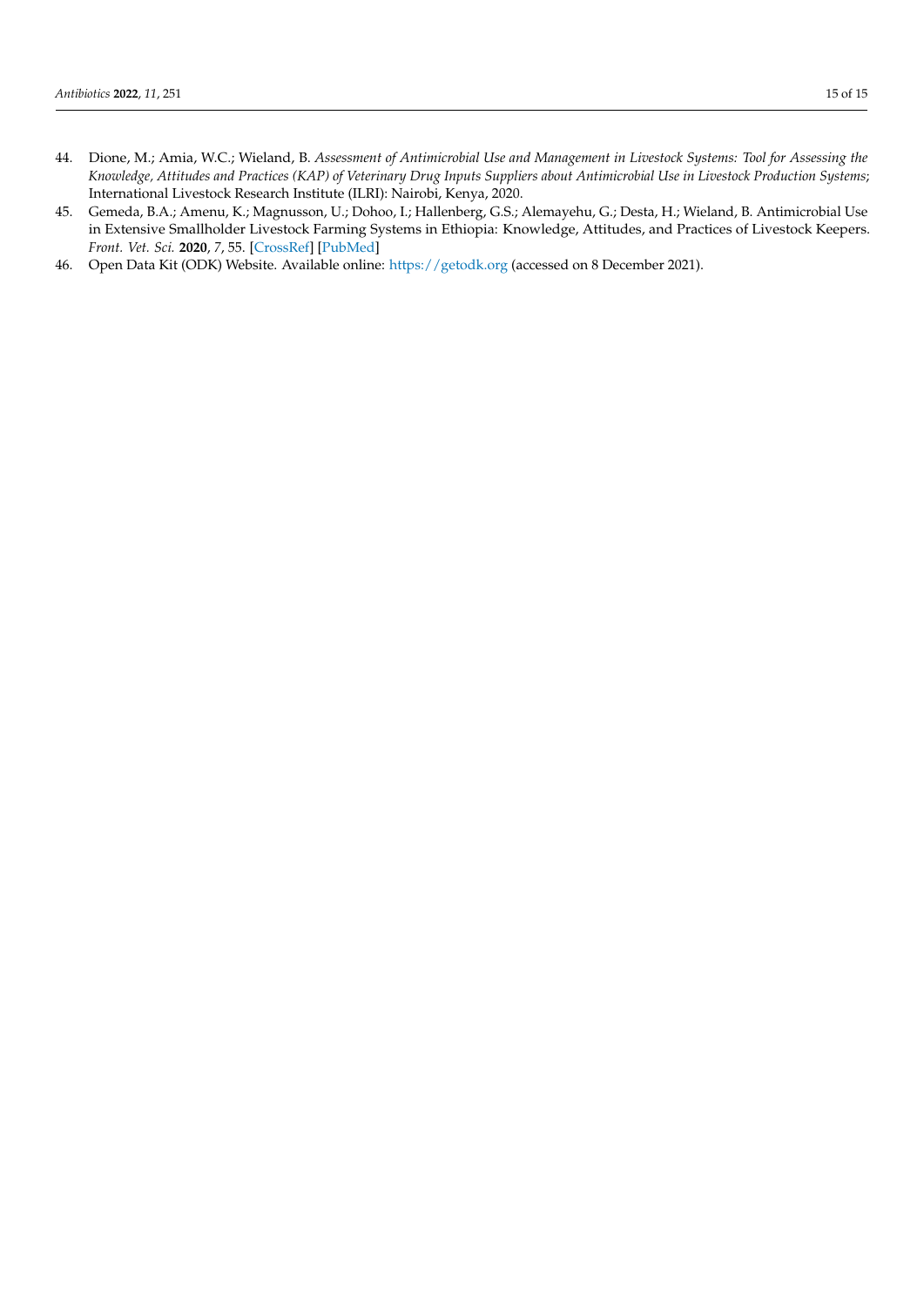44. Dione, M.; Amia, W.C.; Wieland, B. *Assessment of Antimicrobial Use and Management in Livestock Systems: Tool for Assessing the Knowledge, Attitudes and Practices (KAP) of Veterinary Drug Inputs Suppliers about Antimicrobial Use in Livestock Production Systems*; International Livestock Research Institute (ILRI): Nairobi, Kenya, 2020.
45. Gemeda, B.A.; Amenu, K.; Magnusson, U.; Dohoo, I.; Hallenberg, G.S.; Alemayehu, G.; Desta, H.; Wieland, B. Antimicrobial Use in Extensive Smallholder Livestock Farming Systems in Ethiopia: Knowledge, Attitudes, and Practices of Livestock Keepers. *Front. Vet. Sci.* **2020**, *7*, 55. [CrossRef] [PubMed]
46. Open Data Kit (ODK) Website. Available online: https://getodk.org (accessed on 8 December 2021).